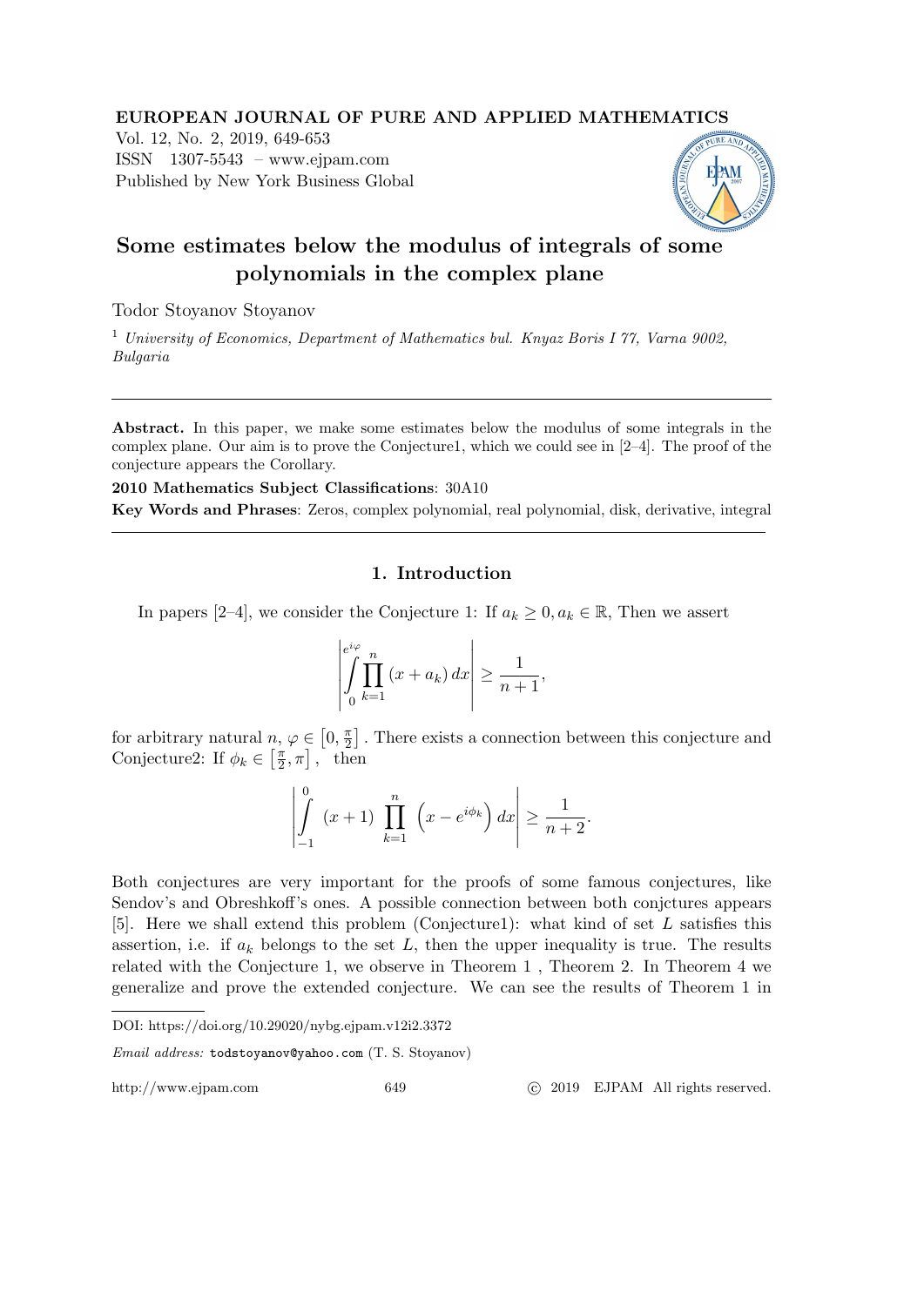**EUROPEAN JOURNAL OF PURE AND APPLIED MATHEMATICS**
Vol. 12, No. 2, 2019, 649-653
ISSN 1307-5543 – www.ejpam.com
Published by New York Business Global

# Some estimates below the modulus of integrals of some polynomials in the complex plane

Todor Stoyanov Stoyanov

[1] *University of Economics, Department of Mathematics bul. Knyaz Boris I 77, Varna 9002, Bulgaria*

---

**Abstract.** In this paper, we make some estimates below the modulus of some integrals in the complex plane. Our aim is to prove the Conjecture1, which we could see in [2–4]. The proof of the conjecture appears the Corollary.

**2010 Mathematics Subject Classifications**: 30A10

**Key Words and Phrases**: Zeros, complex polynomial, real polynomial, disk, derivative, integral

---

## 1. Introduction

In papers [2–4], we consider the Conjecture 1: If $a_k \geq 0, a_k \in \mathbb{R}$, Then we assert

$$\left| \int_0^{e^{i\varphi}} \prod_{k=1}^{n} (x + a_k)\, dx \right| \geq \frac{1}{n+1},$$

for arbitrary natural $n$, $\varphi \in \left[0, \frac{\pi}{2}\right]$. There exists a connection between this conjecture and Conjecture2: If $\phi_k \in \left[\frac{\pi}{2}, \pi\right]$, then

$$\left| \int_{-1}^{0} (x+1) \prod_{k=1}^{n} \left(x - e^{i\phi_k}\right) dx \right| \geq \frac{1}{n+2}.$$

Both conjectures are very important for the proofs of some famous conjectures, like Sendov's and Obreshkoff's ones. A possible connection between both conjctures appears [5]. Here we shall extend this problem (Conjecture1): what kind of set $L$ satisfies this assertion, i.e. if $a_k$ belongs to the set $L$, then the upper inequality is true. The results related with the Conjecture 1, we observe in Theorem 1 , Theorem 2. In Theorem 4 we generalize and prove the extended conjecture. We can see the results of Theorem 1 in

---

DOI: https://doi.org/10.29020/nybg.ejpam.v12i2.3372

*Email address:* todstoyanov@yahoo.com (T. S. Stoyanov)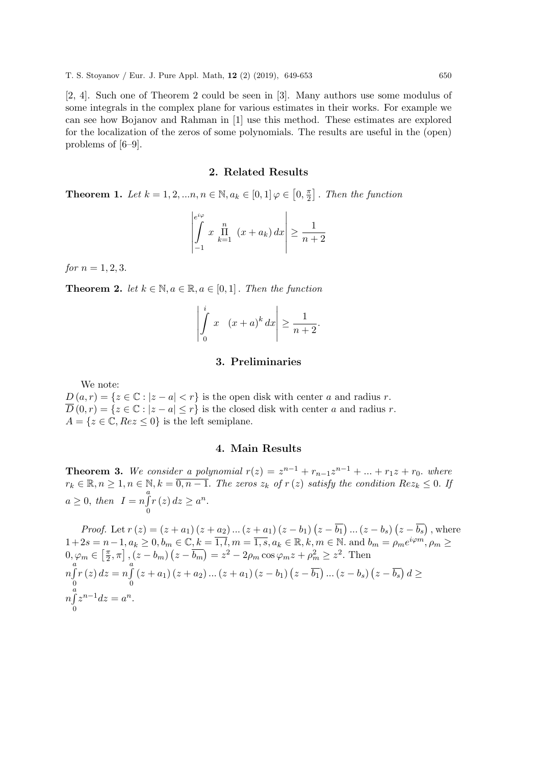[2, 4]. Such one of Theorem 2 could be seen in [3]. Many authors use some modulus of some integrals in the complex plane for various estimates in their works. For example we can see how Bojanov and Rahman in [1] use this method. These estimates are explored for the localization of the zeros of some polynomials. The results are useful in the (open) problems of [6–9].

## 2. Related Results

**Theorem 1.** *Let* $k = 1, 2, ...n, n \in \mathbb{N}, a_k \in [0, 1]\, \varphi \in \left[0, \frac{\pi}{2}\right]$. *Then the function*

$$\left| \int_{-1}^{e^{i\varphi}} x \prod_{k=1}^{n} (x + a_k)\, dx \right| \geq \frac{1}{n+2}$$

*for* $n = 1, 2, 3$.

**Theorem 2.** *let* $k \in \mathbb{N}, a \in \mathbb{R}, a \in [0, 1]$. *Then the function*

$$\left| \int_{0}^{i} x \quad (x + a)^k\, dx \right| \geq \frac{1}{n+2}.$$

## 3. Preliminaries

We note:
$D(a, r) = \{z \in \mathbb{C} : |z - a| < r\}$ is the open disk with center $a$ and radius $r$.
$\overline{D}(0, r) = \{z \in \mathbb{C} : |z - a| \leq r\}$ is the closed disk with center $a$ and radius $r$.
$A = \{z \in \mathbb{C}, Rez \leq 0\}$ is the left semiplane.

## 4. Main Results

**Theorem 3.** *We consider a polynomial* $r(z) = z^{n-1} + r_{n-1}z^{n-1} + ... + r_1 z + r_0$. *where* $r_k \in \mathbb{R}, n \geq 1, n \in \mathbb{N}, k = \overline{0, n-1}$. *The zeros* $z_k$ *of* $r(z)$ *satisfy the condition* $Rez_k \leq 0$. *If* $a \geq 0$, *then* $I = n\int_0^a r(z)\, dz \geq a^n$.

*Proof.* Let $r(z) = (z + a_1)(z + a_2) ... (z + a_1)(z - b_1)\left(z - \overline{b_1}\right) ... (z - b_s)\left(z - \overline{b_s}\right)$, where $1 + 2s = n - 1, a_k \geq 0, b_m \in \mathbb{C}, k = \overline{1, l}, m = \overline{1, s}, a_k \in \mathbb{R}, k, m \in \mathbb{N}$. and $b_m = \rho_m e^{i\varphi m}, \rho_m \geq 0, \varphi_m \in \left[\frac{\pi}{2}, \pi\right], (z - b_m)\left(z - \overline{b_m}\right) = z^2 - 2\rho_m \cos\varphi_m z + \rho_m^2 \geq z^2$. Then
$n\int_0^a r(z)\, dz = n\int_0^a (z + a_1)(z + a_2) ... (z + a_1)(z - b_1)\left(z - \overline{b_1}\right) ... (z - b_s)\left(z - \overline{b_s}\right) d \geq$
$n\int_0^a z^{n-1} dz = a^n$.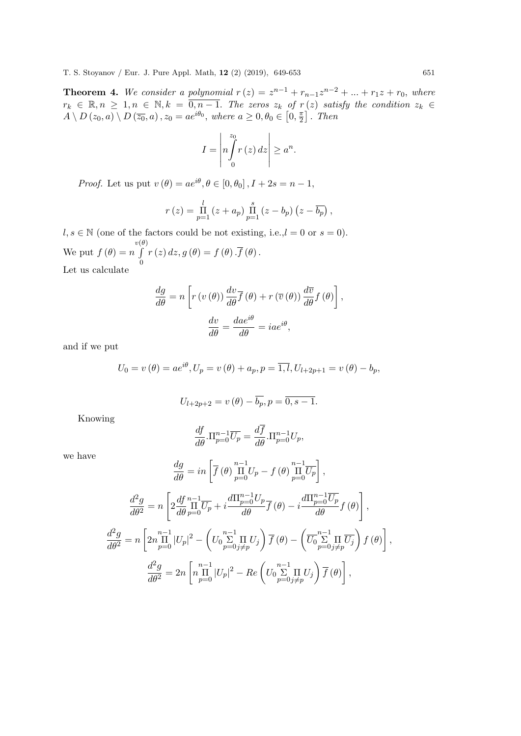**Theorem 4.** *We consider a polynomial $r(z) = z^{n-1} + r_{n-1}z^{n-2} + ... + r_1 z + r_0$, where $r_k \in \mathbb{R}, n \geq 1, n \in \mathbb{N}, k = \overline{0, n-1}$. The zeros $z_k$ of $r(z)$ satisfy the condition $z_k \in A \setminus D(z_0, a) \setminus D(\overline{z_0}, a)$, $z_0 = ae^{i\theta_0}$, where $a \geq 0, \theta_0 \in \left[0, \frac{\pi}{2}\right]$. Then*

$$I = \left| n \int_0^{z_0} r(z)\, dz \right| \geq a^n.$$

*Proof.* Let us put $v(\theta) = ae^{i\theta}, \theta \in [0, \theta_0], I + 2s = n - 1$,

$$r(z) = \prod_{p=1}^{l} (z + a_p) \prod_{p=1}^{s} (z - b_p)\left(z - \overline{b_p}\right),$$

$l, s \in \mathbb{N}$ (one of the factors could be not existing, i.e.,$l = 0$ or $s = 0$).

We put $f(\theta) = n \int\limits_0^{v(\theta)} r(z)\, dz, g(\theta) = f(\theta) . \overline{f}(\theta)$.

Let us calculate

$$\frac{dg}{d\theta} = n \left[ r(v(\theta)) \frac{dv}{d\theta} \overline{f}(\theta) + r(\overline{v}(\theta)) \frac{d\overline{v}}{d\theta} f(\theta) \right],$$

$$\frac{dv}{d\theta} = \frac{dae^{i\theta}}{d\theta} = iae^{i\theta},$$

and if we put

$$U_0 = v(\theta) = ae^{i\theta}, U_p = v(\theta) + a_p, p = \overline{1, l}, U_{l+2p+1} = v(\theta) - b_p,$$

$$U_{l+2p+2} = v(\theta) - \overline{b_p}, p = \overline{0, s-1}.$$

Knowing

$$\frac{df}{d\theta} . \Pi_{p=0}^{n-1} \overline{U_p} = \frac{d\overline{f}}{d\theta} . \Pi_{p=0}^{n-1} U_p,$$

we have

$$\frac{dg}{d\theta} = in \left[ \overline{f}(\theta) \prod_{p=0}^{n-1} U_p - f(\theta) \prod_{p=0}^{n-1} \overline{U_p} \right],$$

$$\frac{d^2 g}{d\theta^2} = n \left[ 2 \frac{df}{d\theta} \prod_{p=0}^{n-1} \overline{U_p} + i \frac{d\Pi_{p=0}^{n-1} U_p}{d\theta} \overline{f}(\theta) - i \frac{d\Pi_{p=0}^{n-1} \overline{U_p}}{d\theta} f(\theta) \right],$$

$$\frac{d^2 g}{d\theta^2} = n \left[ 2n \prod_{p=0}^{n-1} |U_p|^2 - \left( U_0 \sum_{p=0}^{n-1} \prod_{j \neq p} U_j \right) \overline{f}(\theta) - \left( \overline{U_0} \sum_{p=0}^{n-1} \prod_{j \neq p} \overline{U_j} \right) f(\theta) \right],$$

$$\frac{d^2 g}{d\theta^2} = 2n \left[ n \prod_{p=0}^{n-1} |U_p|^2 - Re \left( U_0 \sum_{p=0}^{n-1} \prod_{j \neq p} U_j \right) \overline{f}(\theta) \right],$$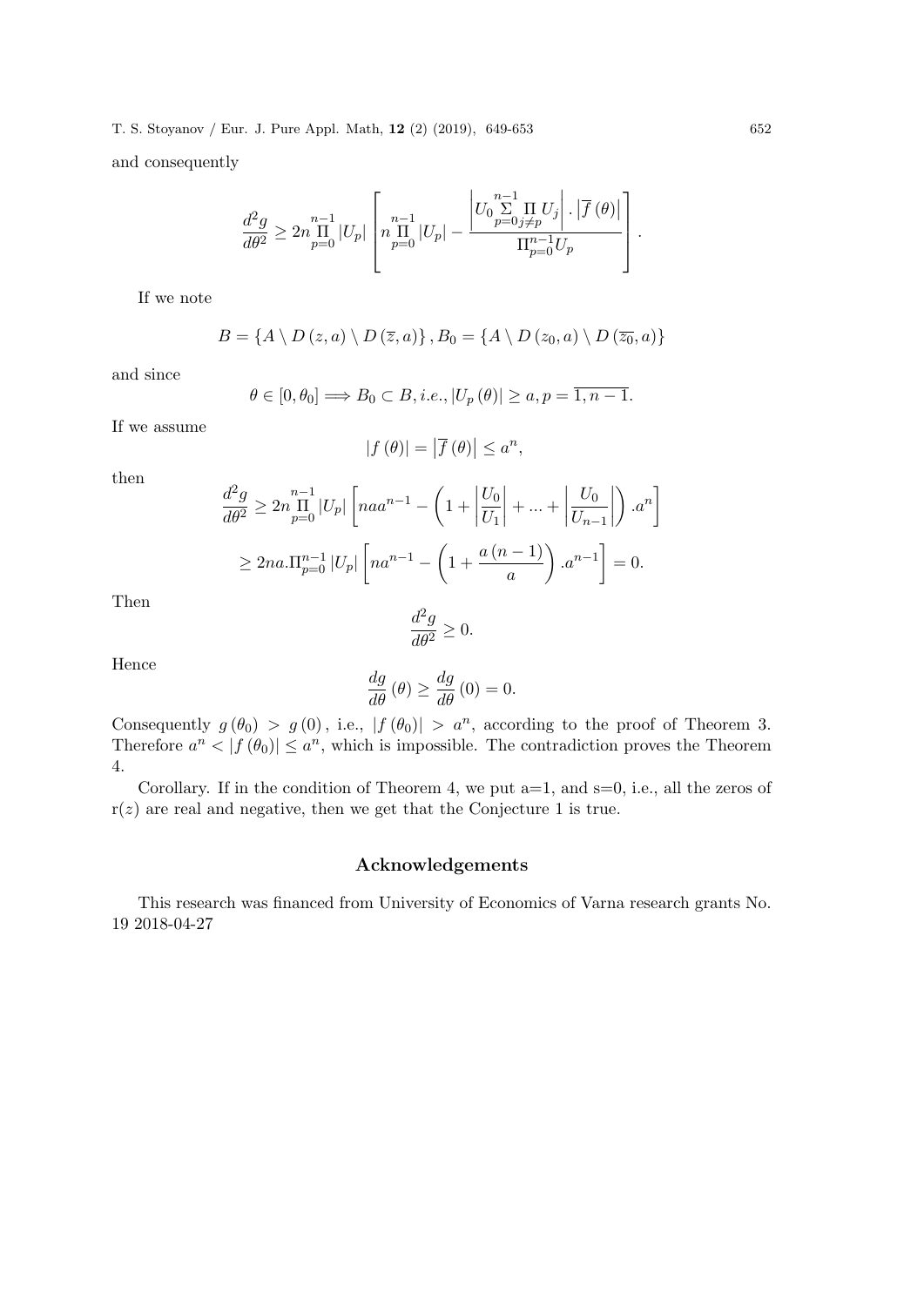and consequently

$$\frac{d^2g}{d\theta^2} \geq 2n\prod_{p=0}^{n-1}|U_p| \left[ n\prod_{p=0}^{n-1}|U_p| - \frac{\left|U_0 \sum\limits_{p=0}^{n-1} \prod\limits_{j\neq p} U_j\right| . \left|\overline{f}\left(\theta\right)\right|}{\Pi_{p=0}^{n-1}U_p} \right].$$

If we note

$$B = \left\{A \setminus D\left(z, a\right) \setminus D\left(\overline{z}, a\right)\right\}, B_0 = \left\{A \setminus D\left(z_0, a\right) \setminus D\left(\overline{z_0}, a\right)\right\}$$

and since

$$\theta \in [0, \theta_0] \Longrightarrow B_0 \subset B, i.e., |U_p\left(\theta\right)| \geq a, p = \overline{1, n-1}.$$

If we assume

$$|f\left(\theta\right)| = \left|\overline{f}\left(\theta\right)\right| \leq a^n,$$

then

$$\frac{d^2g}{d\theta^2} \geq 2n\prod_{p=0}^{n-1}|U_p| \left[naa^{n-1} - \left(1 + \left|\frac{U_0}{U_1}\right| + ... + \left|\frac{U_0}{U_{n-1}}\right|\right).a^n\right]$$

$$\geq 2na.\Pi_{p=0}^{n-1}|U_p| \left[na^{n-1} - \left(1 + \frac{a\left(n-1\right)}{a}\right).a^{n-1}\right] = 0.$$

Then

$$\frac{d^2g}{d\theta^2} \geq 0.$$

Hence

$$\frac{dg}{d\theta}\left(\theta\right) \geq \frac{dg}{d\theta}\left(0\right) = 0.$$

Consequently $g\left(\theta_0\right) > g\left(0\right)$, i.e., $|f\left(\theta_0\right)| > a^n$, according to the proof of Theorem 3. Therefore $a^n < |f\left(\theta_0\right)| \leq a^n$, which is impossible. The contradiction proves the Theorem 4.

Corollary. If in the condition of Theorem 4, we put a=1, and s=0, i.e., all the zeros of r($z$) are real and negative, then we get that the Conjecture 1 is true.

## Acknowledgements

This research was financed from University of Economics of Varna research grants No. 19 2018-04-27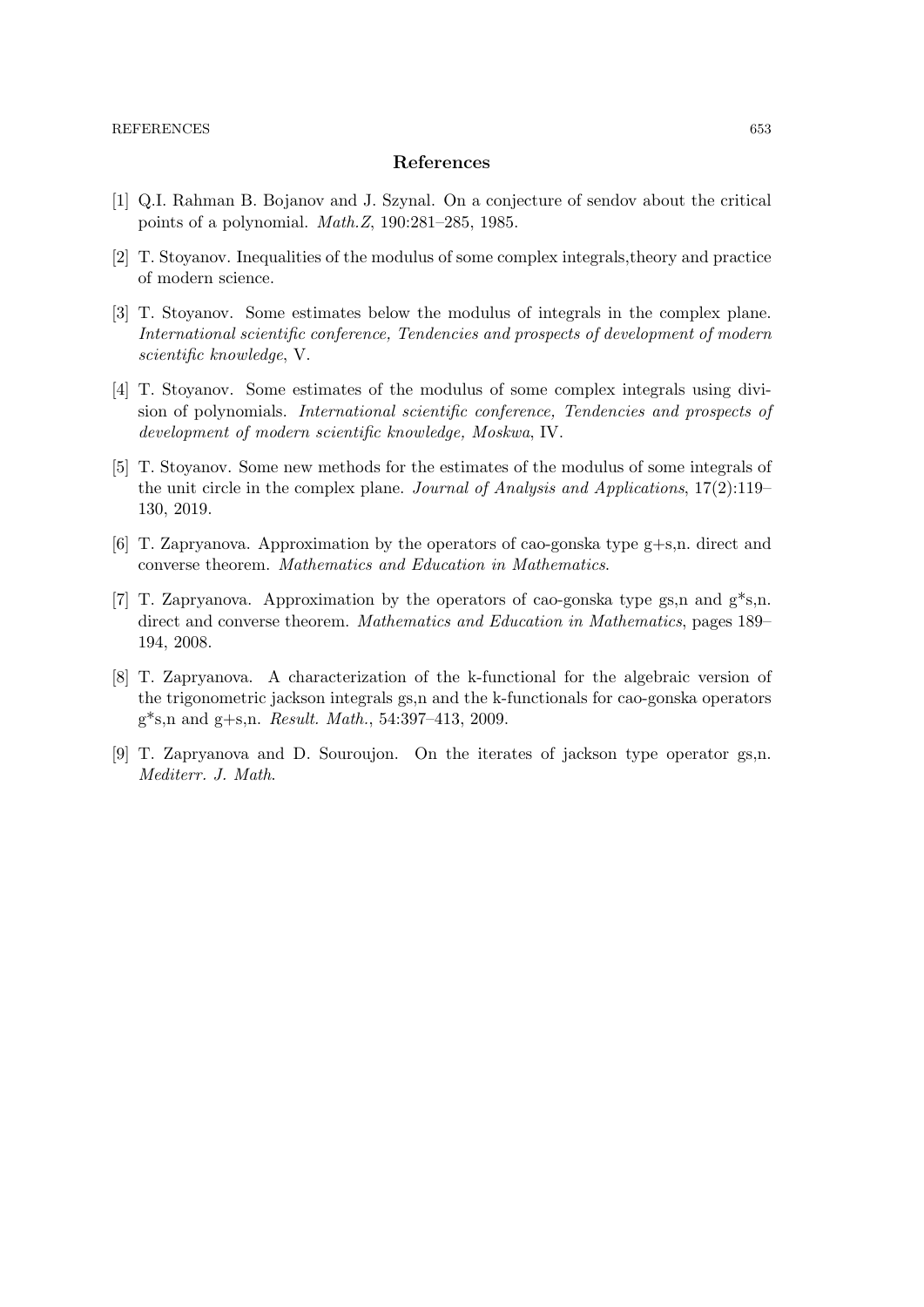## References

[1] Q.I. Rahman B. Bojanov and J. Szynal. On a conjecture of sendov about the critical points of a polynomial. *Math.Z*, 190:281–285, 1985.

[2] T. Stoyanov. Inequalities of the modulus of some complex integrals,theory and practice of modern science.

[3] T. Stoyanov. Some estimates below the modulus of integrals in the complex plane. *International scientific conference, Tendencies and prospects of development of modern scientific knowledge*, V.

[4] T. Stoyanov. Some estimates of the modulus of some complex integrals using division of polynomials. *International scientific conference, Tendencies and prospects of development of modern scientific knowledge, Moskwa*, IV.

[5] T. Stoyanov. Some new methods for the estimates of the modulus of some integrals of the unit circle in the complex plane. *Journal of Analysis and Applications*, 17(2):119–130, 2019.

[6] T. Zapryanova. Approximation by the operators of cao-gonska type g+s,n. direct and converse theorem. *Mathematics and Education in Mathematics*.

[7] T. Zapryanova. Approximation by the operators of cao-gonska type gs,n and g*s,n. direct and converse theorem. *Mathematics and Education in Mathematics*, pages 189–194, 2008.

[8] T. Zapryanova. A characterization of the k-functional for the algebraic version of the trigonometric jackson integrals gs,n and the k-functionals for cao-gonska operators g*s,n and g+s,n. *Result. Math.*, 54:397–413, 2009.

[9] T. Zapryanova and D. Souroujon. On the iterates of jackson type operator gs,n. *Mediterr. J. Math*.